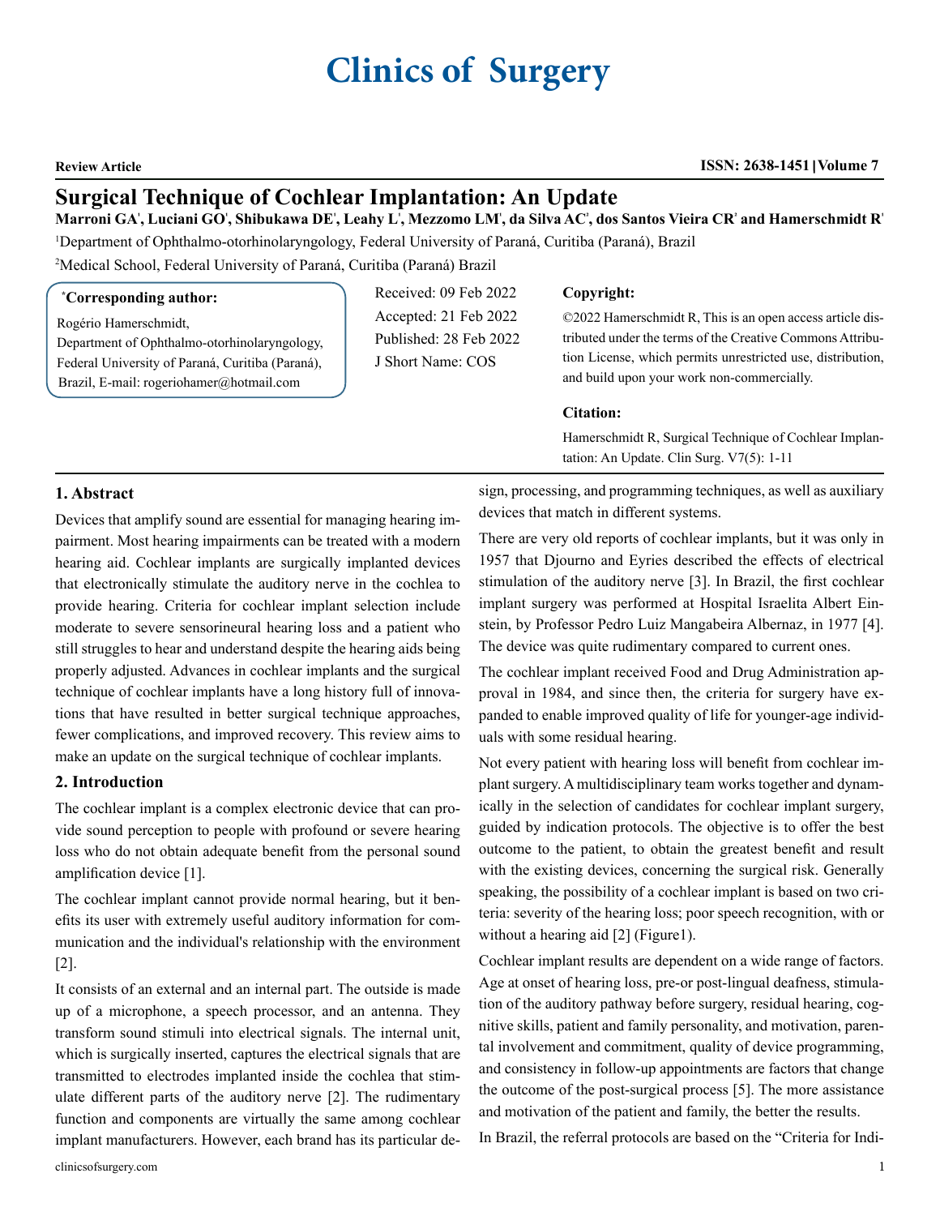# Clinics of Surgery

**Review Article**

ISSN: 2638-1451 | Volume 7

## Surgical Technique of Cochlear Implantation: An Update

**Marroni GA[1], Luciani GO[1], Shibukawa DE[1], Leahy L[1], Mezzomo LM[1], da Silva AC[2], dos Santos Vieira CR[2] and Hamerschmidt R[1]**

[1]Department of Ophthalmo-otorhinolaryngology, Federal University of Paraná, Curitiba (Paraná), Brazil

[2]Medical School, Federal University of Paraná, Curitiba (Paraná) Brazil

**\*Corresponding author:**

Rogério Hamerschmidt,
Department of Ophthalmo-otorhinolaryngology, Federal University of Paraná, Curitiba (Paraná), Brazil, E-mail: rogeriohamer@hotmail.com

Received: 09 Feb 2022
Accepted: 21 Feb 2022
Published: 28 Feb 2022
J Short Name: COS

**Copyright:**

©2022 Hamerschmidt R, This is an open access article distributed under the terms of the Creative Commons Attribution License, which permits unrestricted use, distribution, and build upon your work non-commercially.

**Citation:**

Hamerschmidt R, Surgical Technique of Cochlear Implantation: An Update. Clin Surg. V7(5): 1-11

### 1. Abstract

Devices that amplify sound are essential for managing hearing impairment. Most hearing impairments can be treated with a modern hearing aid. Cochlear implants are surgically implanted devices that electronically stimulate the auditory nerve in the cochlea to provide hearing. Criteria for cochlear implant selection include moderate to severe sensorineural hearing loss and a patient who still struggles to hear and understand despite the hearing aids being properly adjusted. Advances in cochlear implants and the surgical technique of cochlear implants have a long history full of innovations that have resulted in better surgical technique approaches, fewer complications, and improved recovery. This review aims to make an update on the surgical technique of cochlear implants.

### 2. Introduction

The cochlear implant is a complex electronic device that can provide sound perception to people with profound or severe hearing loss who do not obtain adequate benefit from the personal sound amplification device [1].

The cochlear implant cannot provide normal hearing, but it benefits its user with extremely useful auditory information for communication and the individual's relationship with the environment [2].

It consists of an external and an internal part. The outside is made up of a microphone, a speech processor, and an antenna. They transform sound stimuli into electrical signals. The internal unit, which is surgically inserted, captures the electrical signals that are transmitted to electrodes implanted inside the cochlea that stimulate different parts of the auditory nerve [2]. The rudimentary function and components are virtually the same among cochlear implant manufacturers. However, each brand has its particular design, processing, and programming techniques, as well as auxiliary devices that match in different systems.

There are very old reports of cochlear implants, but it was only in 1957 that Djourno and Eyries described the effects of electrical stimulation of the auditory nerve [3]. In Brazil, the first cochlear implant surgery was performed at Hospital Israelita Albert Einstein, by Professor Pedro Luiz Mangabeira Albernaz, in 1977 [4]. The device was quite rudimentary compared to current ones.

The cochlear implant received Food and Drug Administration approval in 1984, and since then, the criteria for surgery have expanded to enable improved quality of life for younger-age individuals with some residual hearing.

Not every patient with hearing loss will benefit from cochlear implant surgery. A multidisciplinary team works together and dynamically in the selection of candidates for cochlear implant surgery, guided by indication protocols. The objective is to offer the best outcome to the patient, to obtain the greatest benefit and result with the existing devices, concerning the surgical risk. Generally speaking, the possibility of a cochlear implant is based on two criteria: severity of the hearing loss; poor speech recognition, with or without a hearing aid [2] (Figure1).

Cochlear implant results are dependent on a wide range of factors. Age at onset of hearing loss, pre-or post-lingual deafness, stimulation of the auditory pathway before surgery, residual hearing, cognitive skills, patient and family personality, and motivation, parental involvement and commitment, quality of device programming, and consistency in follow-up appointments are factors that change the outcome of the post-surgical process [5]. The more assistance and motivation of the patient and family, the better the results.

In Brazil, the referral protocols are based on the "Criteria for Indi-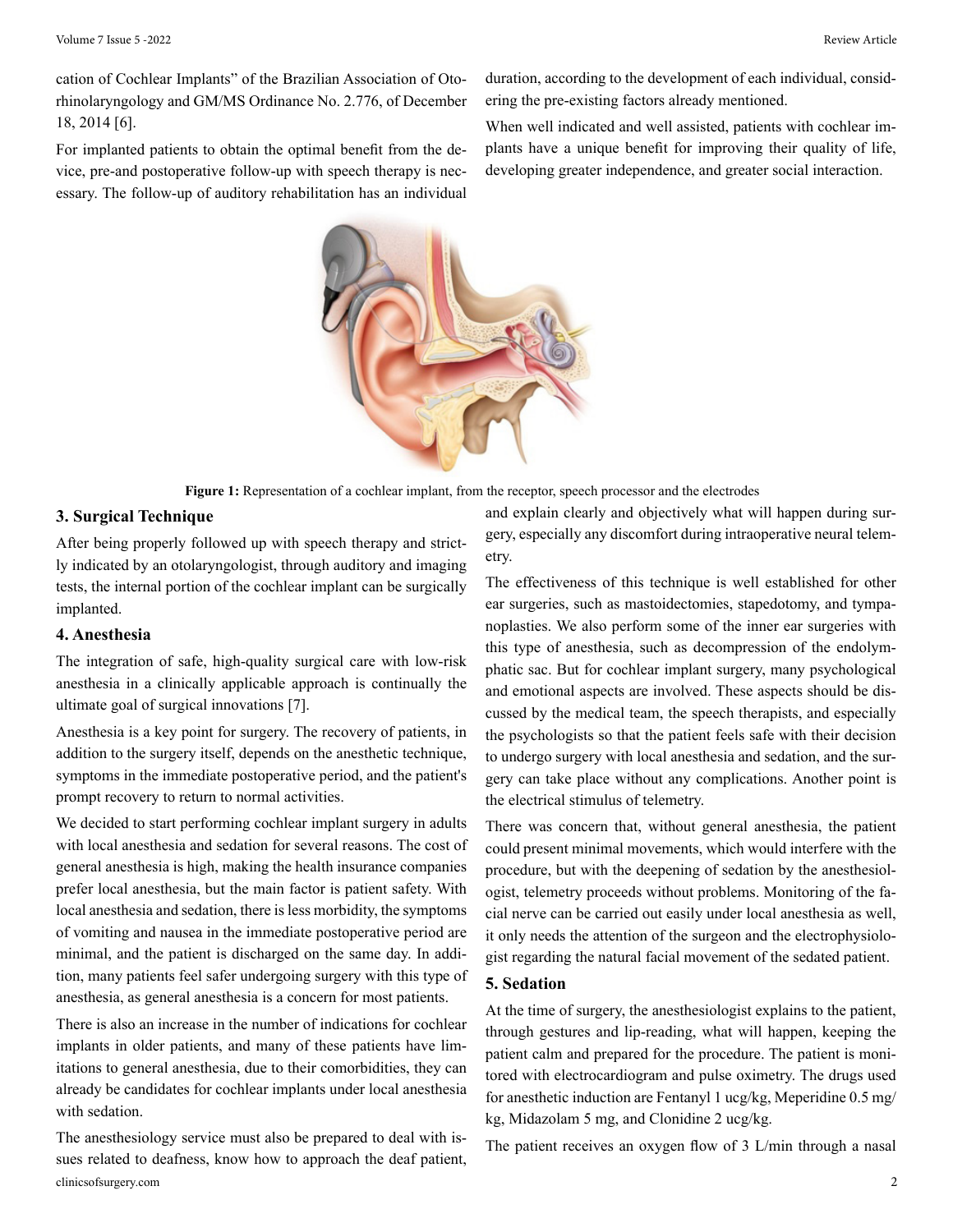cation of Cochlear Implants" of the Brazilian Association of Otorhinolaryngology and GM/MS Ordinance No. 2.776, of December 18, 2014 [6].

For implanted patients to obtain the optimal benefit from the device, pre-and postoperative follow-up with speech therapy is necessary. The follow-up of auditory rehabilitation has an individual duration, according to the development of each individual, considering the pre-existing factors already mentioned.

When well indicated and well assisted, patients with cochlear implants have a unique benefit for improving their quality of life, developing greater independence, and greater social interaction.

**Figure 1:** Representation of a cochlear implant, from the receptor, speech processor and the electrodes

## 3. Surgical Technique

After being properly followed up with speech therapy and strictly indicated by an otolaryngologist, through auditory and imaging tests, the internal portion of the cochlear implant can be surgically implanted.

## 4. Anesthesia

The integration of safe, high-quality surgical care with low-risk anesthesia in a clinically applicable approach is continually the ultimate goal of surgical innovations [7].

Anesthesia is a key point for surgery. The recovery of patients, in addition to the surgery itself, depends on the anesthetic technique, symptoms in the immediate postoperative period, and the patient's prompt recovery to return to normal activities.

We decided to start performing cochlear implant surgery in adults with local anesthesia and sedation for several reasons. The cost of general anesthesia is high, making the health insurance companies prefer local anesthesia, but the main factor is patient safety. With local anesthesia and sedation, there is less morbidity, the symptoms of vomiting and nausea in the immediate postoperative period are minimal, and the patient is discharged on the same day. In addition, many patients feel safer undergoing surgery with this type of anesthesia, as general anesthesia is a concern for most patients.

There is also an increase in the number of indications for cochlear implants in older patients, and many of these patients have limitations to general anesthesia, due to their comorbidities, they can already be candidates for cochlear implants under local anesthesia with sedation.

The anesthesiology service must also be prepared to deal with issues related to deafness, know how to approach the deaf patient, and explain clearly and objectively what will happen during surgery, especially any discomfort during intraoperative neural telemetry.

The effectiveness of this technique is well established for other ear surgeries, such as mastoidectomies, stapedotomy, and tympanoplasties. We also perform some of the inner ear surgeries with this type of anesthesia, such as decompression of the endolymphatic sac. But for cochlear implant surgery, many psychological and emotional aspects are involved. These aspects should be discussed by the medical team, the speech therapists, and especially the psychologists so that the patient feels safe with their decision to undergo surgery with local anesthesia and sedation, and the surgery can take place without any complications. Another point is the electrical stimulus of telemetry.

There was concern that, without general anesthesia, the patient could present minimal movements, which would interfere with the procedure, but with the deepening of sedation by the anesthesiologist, telemetry proceeds without problems. Monitoring of the facial nerve can be carried out easily under local anesthesia as well, it only needs the attention of the surgeon and the electrophysiologist regarding the natural facial movement of the sedated patient.

## 5. Sedation

At the time of surgery, the anesthesiologist explains to the patient, through gestures and lip-reading, what will happen, keeping the patient calm and prepared for the procedure. The patient is monitored with electrocardiogram and pulse oximetry. The drugs used for anesthetic induction are Fentanyl 1 ucg/kg, Meperidine 0.5 mg/kg, Midazolam 5 mg, and Clonidine 2 ucg/kg.

The patient receives an oxygen flow of 3 L/min through a nasal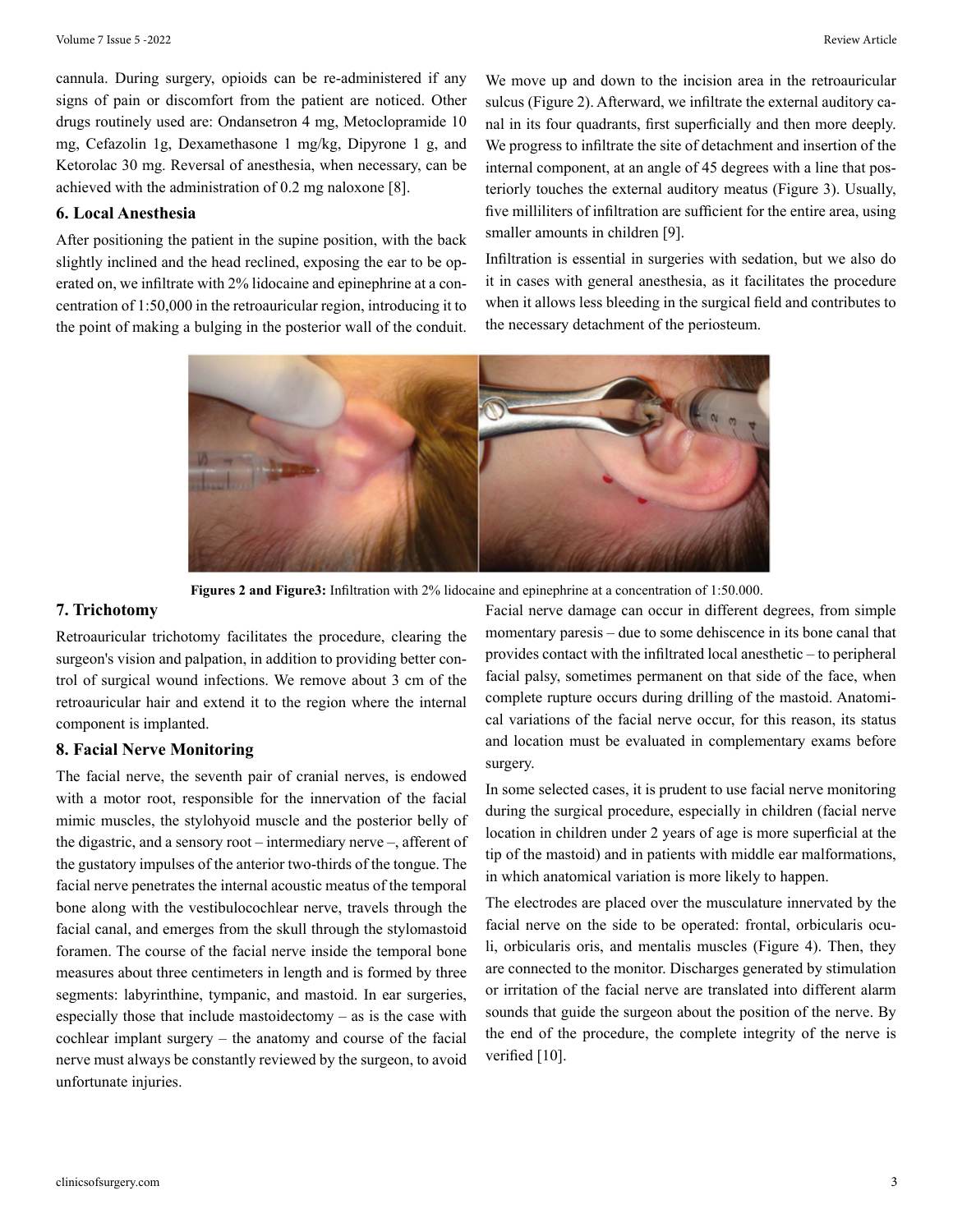cannula. During surgery, opioids can be re-administered if any signs of pain or discomfort from the patient are noticed. Other drugs routinely used are: Ondansetron 4 mg, Metoclopramide 10 mg, Cefazolin 1g, Dexamethasone 1 mg/kg, Dipyrone 1 g, and Ketorolac 30 mg. Reversal of anesthesia, when necessary, can be achieved with the administration of 0.2 mg naloxone [8].

## 6. Local Anesthesia

After positioning the patient in the supine position, with the back slightly inclined and the head reclined, exposing the ear to be operated on, we infiltrate with 2% lidocaine and epinephrine at a concentration of 1:50,000 in the retroauricular region, introducing it to the point of making a bulging in the posterior wall of the conduit. We move up and down to the incision area in the retroauricular sulcus (Figure 2). Afterward, we infiltrate the external auditory canal in its four quadrants, first superficially and then more deeply. We progress to infiltrate the site of detachment and insertion of the internal component, at an angle of 45 degrees with a line that posteriorly touches the external auditory meatus (Figure 3). Usually, five milliliters of infiltration are sufficient for the entire area, using smaller amounts in children [9].

Infiltration is essential in surgeries with sedation, but we also do it in cases with general anesthesia, as it facilitates the procedure when it allows less bleeding in the surgical field and contributes to the necessary detachment of the periosteum.

**Figures 2 and Figure3:** Infiltration with 2% lidocaine and epinephrine at a concentration of 1:50.000.

## 7. Trichotomy

Retroauricular trichotomy facilitates the procedure, clearing the surgeon's vision and palpation, in addition to providing better control of surgical wound infections. We remove about 3 cm of the retroauricular hair and extend it to the region where the internal component is implanted.

## 8. Facial Nerve Monitoring

The facial nerve, the seventh pair of cranial nerves, is endowed with a motor root, responsible for the innervation of the facial mimic muscles, the stylohyoid muscle and the posterior belly of the digastric, and a sensory root – intermediary nerve –, afferent of the gustatory impulses of the anterior two-thirds of the tongue. The facial nerve penetrates the internal acoustic meatus of the temporal bone along with the vestibulocochlear nerve, travels through the facial canal, and emerges from the skull through the stylomastoid foramen. The course of the facial nerve inside the temporal bone measures about three centimeters in length and is formed by three segments: labyrinthine, tympanic, and mastoid. In ear surgeries, especially those that include mastoidectomy – as is the case with cochlear implant surgery – the anatomy and course of the facial nerve must always be constantly reviewed by the surgeon, to avoid unfortunate injuries.

Facial nerve damage can occur in different degrees, from simple momentary paresis – due to some dehiscence in its bone canal that provides contact with the infiltrated local anesthetic – to peripheral facial palsy, sometimes permanent on that side of the face, when complete rupture occurs during drilling of the mastoid. Anatomical variations of the facial nerve occur, for this reason, its status and location must be evaluated in complementary exams before surgery.

In some selected cases, it is prudent to use facial nerve monitoring during the surgical procedure, especially in children (facial nerve location in children under 2 years of age is more superficial at the tip of the mastoid) and in patients with middle ear malformations, in which anatomical variation is more likely to happen.

The electrodes are placed over the musculature innervated by the facial nerve on the side to be operated: frontal, orbicularis oculi, orbicularis oris, and mentalis muscles (Figure 4). Then, they are connected to the monitor. Discharges generated by stimulation or irritation of the facial nerve are translated into different alarm sounds that guide the surgeon about the position of the nerve. By the end of the procedure, the complete integrity of the nerve is verified [10].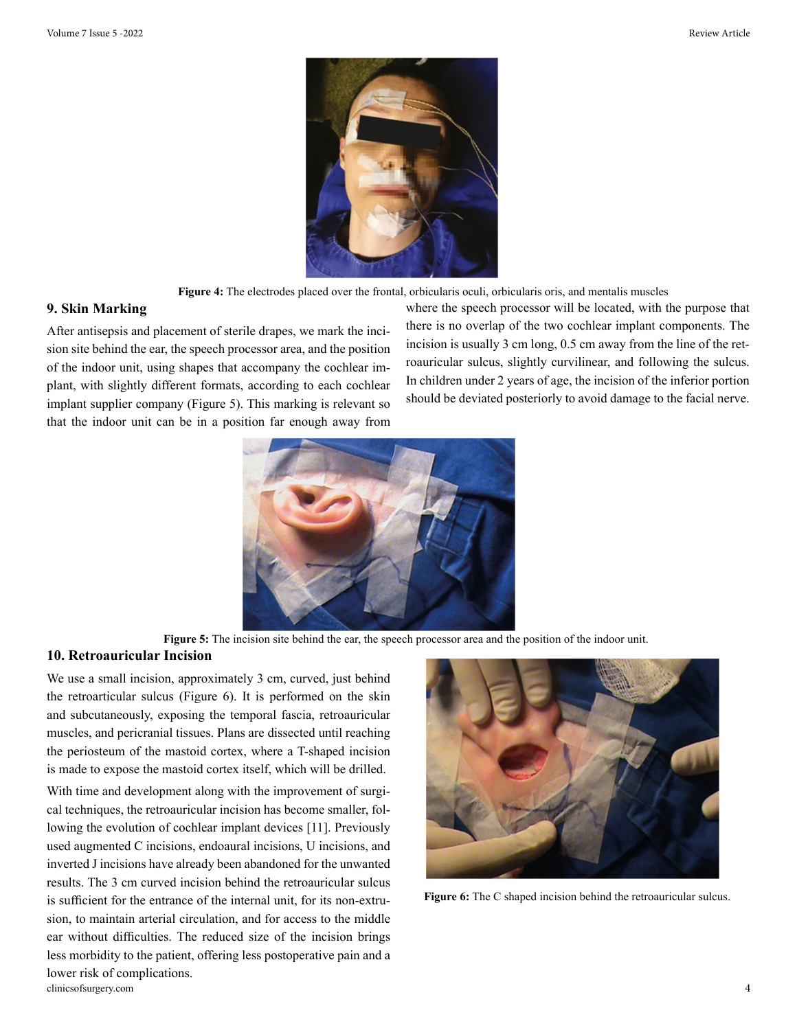Figure 4: The electrodes placed over the frontal, orbicularis oculi, orbicularis oris, and mentalis muscles

## 9. Skin Marking

After antisepsis and placement of sterile drapes, we mark the incision site behind the ear, the speech processor area, and the position of the indoor unit, using shapes that accompany the cochlear implant, with slightly different formats, according to each cochlear implant supplier company (Figure 5). This marking is relevant so that the indoor unit can be in a position far enough away from where the speech processor will be located, with the purpose that there is no overlap of the two cochlear implant components. The incision is usually 3 cm long, 0.5 cm away from the line of the retroauricular sulcus, slightly curvilinear, and following the sulcus. In children under 2 years of age, the incision of the inferior portion should be deviated posteriorly to avoid damage to the facial nerve.

Figure 5: The incision site behind the ear, the speech processor area and the position of the indoor unit.

## 10. Retroauricular Incision

We use a small incision, approximately 3 cm, curved, just behind the retroarticular sulcus (Figure 6). It is performed on the skin and subcutaneously, exposing the temporal fascia, retroauricular muscles, and pericranial tissues. Plans are dissected until reaching the periosteum of the mastoid cortex, where a T-shaped incision is made to expose the mastoid cortex itself, which will be drilled.

With time and development along with the improvement of surgical techniques, the retroauricular incision has become smaller, following the evolution of cochlear implant devices [11]. Previously used augmented C incisions, endoaural incisions, U incisions, and inverted J incisions have already been abandoned for the unwanted results. The 3 cm curved incision behind the retroauricular sulcus is sufficient for the entrance of the internal unit, for its non-extrusion, to maintain arterial circulation, and for access to the middle ear without difficulties. The reduced size of the incision brings less morbidity to the patient, offering less postoperative pain and a lower risk of complications.

Figure 6: The C shaped incision behind the retroauricular sulcus.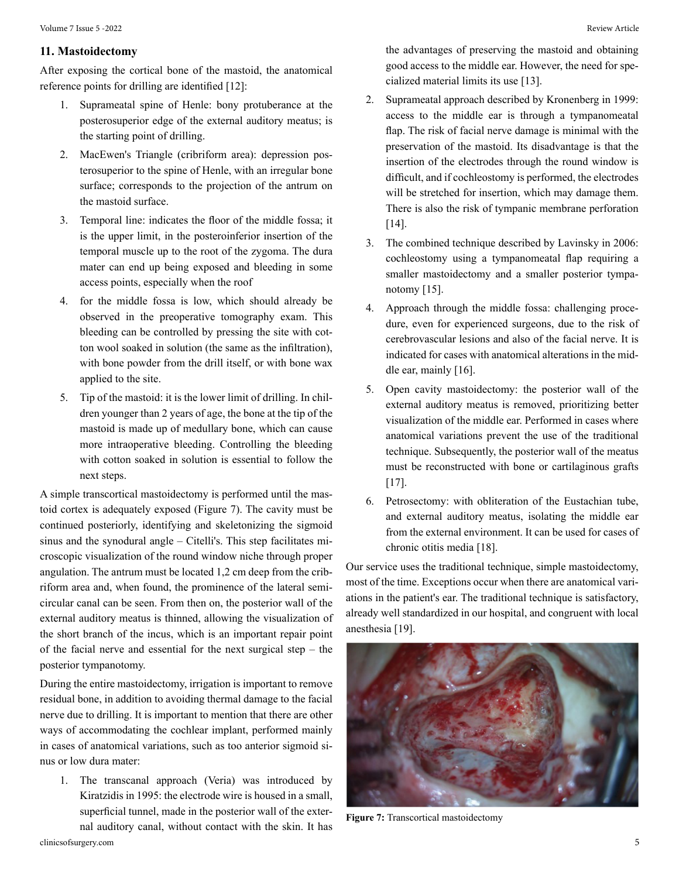## 11. Mastoidectomy

After exposing the cortical bone of the mastoid, the anatomical reference points for drilling are identified [12]:

1. Suprameatal spine of Henle: bony protuberance at the posterosuperior edge of the external auditory meatus; is the starting point of drilling.
2. MacEwen's Triangle (cribriform area): depression posterosuperior to the spine of Henle, with an irregular bone surface; corresponds to the projection of the antrum on the mastoid surface.
3. Temporal line: indicates the floor of the middle fossa; it is the upper limit, in the posteroinferior insertion of the temporal muscle up to the root of the zygoma. The dura mater can end up being exposed and bleeding in some access points, especially when the roof
4. for the middle fossa is low, which should already be observed in the preoperative tomography exam. This bleeding can be controlled by pressing the site with cotton wool soaked in solution (the same as the infiltration), with bone powder from the drill itself, or with bone wax applied to the site.
5. Tip of the mastoid: it is the lower limit of drilling. In children younger than 2 years of age, the bone at the tip of the mastoid is made up of medullary bone, which can cause more intraoperative bleeding. Controlling the bleeding with cotton soaked in solution is essential to follow the next steps.

A simple transcortical mastoidectomy is performed until the mastoid cortex is adequately exposed (Figure 7). The cavity must be continued posteriorly, identifying and skeletonizing the sigmoid sinus and the synodural angle – Citelli's. This step facilitates microscopic visualization of the round window niche through proper angulation. The antrum must be located 1,2 cm deep from the cribriform area and, when found, the prominence of the lateral semicircular canal can be seen. From then on, the posterior wall of the external auditory meatus is thinned, allowing the visualization of the short branch of the incus, which is an important repair point of the facial nerve and essential for the next surgical step – the posterior tympanotomy.

During the entire mastoidectomy, irrigation is important to remove residual bone, in addition to avoiding thermal damage to the facial nerve due to drilling. It is important to mention that there are other ways of accommodating the cochlear implant, performed mainly in cases of anatomical variations, such as too anterior sigmoid sinus or low dura mater:

1. The transcanal approach (Veria) was introduced by Kiratzidis in 1995: the electrode wire is housed in a small, superficial tunnel, made in the posterior wall of the external auditory canal, without contact with the skin. It has the advantages of preserving the mastoid and obtaining good access to the middle ear. However, the need for specialized material limits its use [13].
2. Suprameatal approach described by Kronenberg in 1999: access to the middle ear is through a tympanomeatal flap. The risk of facial nerve damage is minimal with the preservation of the mastoid. Its disadvantage is that the insertion of the electrodes through the round window is difficult, and if cochleostomy is performed, the electrodes will be stretched for insertion, which may damage them. There is also the risk of tympanic membrane perforation [14].
3. The combined technique described by Lavinsky in 2006: cochleostomy using a tympanomeatal flap requiring a smaller mastoidectomy and a smaller posterior tympanotomy [15].
4. Approach through the middle fossa: challenging procedure, even for experienced surgeons, due to the risk of cerebrovascular lesions and also of the facial nerve. It is indicated for cases with anatomical alterations in the middle ear, mainly [16].
5. Open cavity mastoidectomy: the posterior wall of the external auditory meatus is removed, prioritizing better visualization of the middle ear. Performed in cases where anatomical variations prevent the use of the traditional technique. Subsequently, the posterior wall of the meatus must be reconstructed with bone or cartilaginous grafts [17].
6. Petrosectomy: with obliteration of the Eustachian tube, and external auditory meatus, isolating the middle ear from the external environment. It can be used for cases of chronic otitis media [18].

Our service uses the traditional technique, simple mastoidectomy, most of the time. Exceptions occur when there are anatomical variations in the patient's ear. The traditional technique is satisfactory, already well standardized in our hospital, and congruent with local anesthesia [19].

**Figure 7:** Transcortical mastoidectomy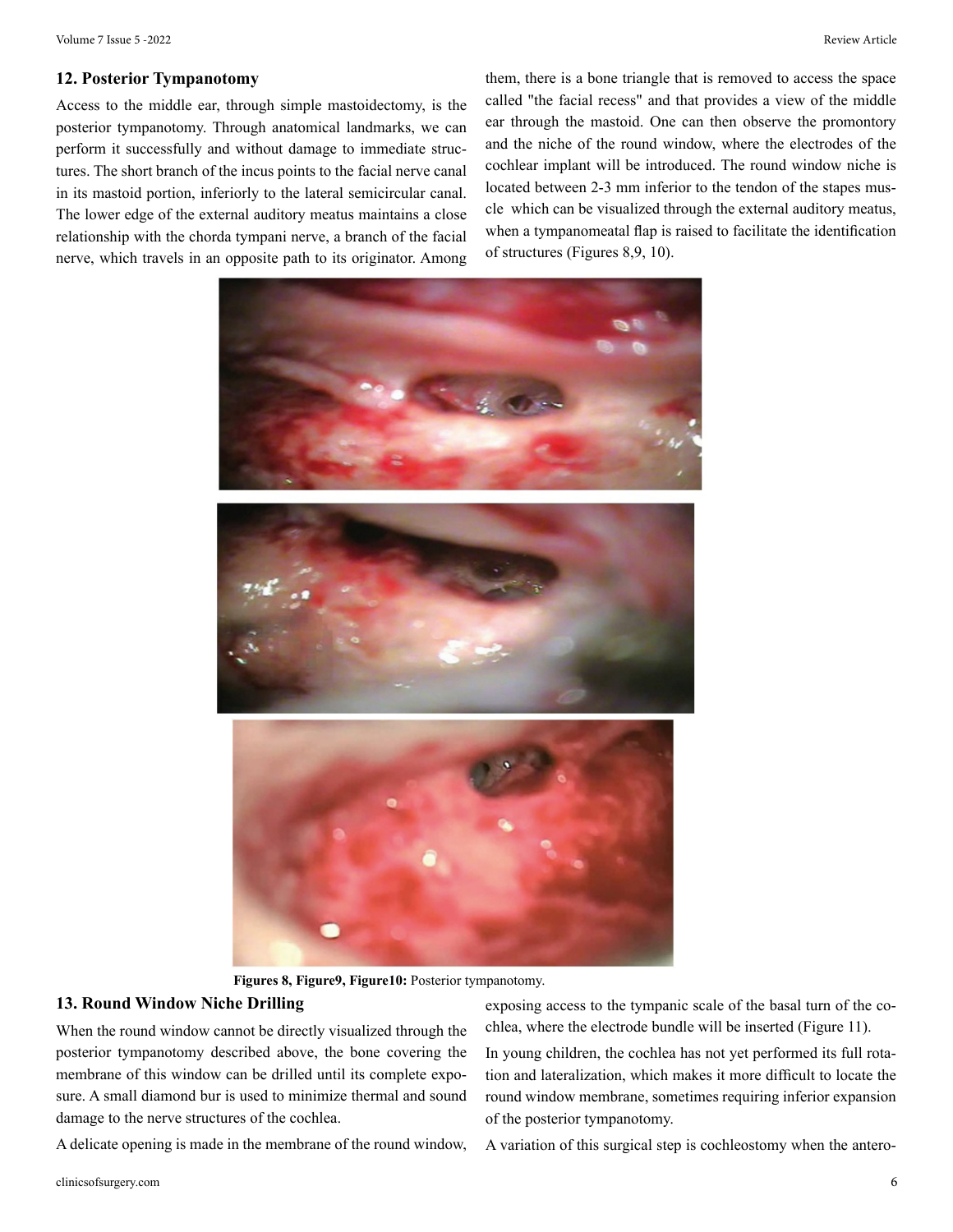## 12. Posterior Tympanotomy

Access to the middle ear, through simple mastoidectomy, is the posterior tympanotomy. Through anatomical landmarks, we can perform it successfully and without damage to immediate structures. The short branch of the incus points to the facial nerve canal in its mastoid portion, inferiorly to the lateral semicircular canal. The lower edge of the external auditory meatus maintains a close relationship with the chorda tympani nerve, a branch of the facial nerve, which travels in an opposite path to its originator. Among them, there is a bone triangle that is removed to access the space called "the facial recess" and that provides a view of the middle ear through the mastoid. One can then observe the promontory and the niche of the round window, where the electrodes of the cochlear implant will be introduced. The round window niche is located between 2-3 mm inferior to the tendon of the stapes muscle which can be visualized through the external auditory meatus, when a tympanomeatal flap is raised to facilitate the identification of structures (Figures 8,9, 10).

**Figures 8, Figure9, Figure10:** Posterior tympanotomy.

## 13. Round Window Niche Drilling

When the round window cannot be directly visualized through the posterior tympanotomy described above, the bone covering the membrane of this window can be drilled until its complete exposure. A small diamond bur is used to minimize thermal and sound damage to the nerve structures of the cochlea.

A delicate opening is made in the membrane of the round window, exposing access to the tympanic scale of the basal turn of the cochlea, where the electrode bundle will be inserted (Figure 11).

In young children, the cochlea has not yet performed its full rotation and lateralization, which makes it more difficult to locate the round window membrane, sometimes requiring inferior expansion of the posterior tympanotomy.

A variation of this surgical step is cochleostomy when the antero-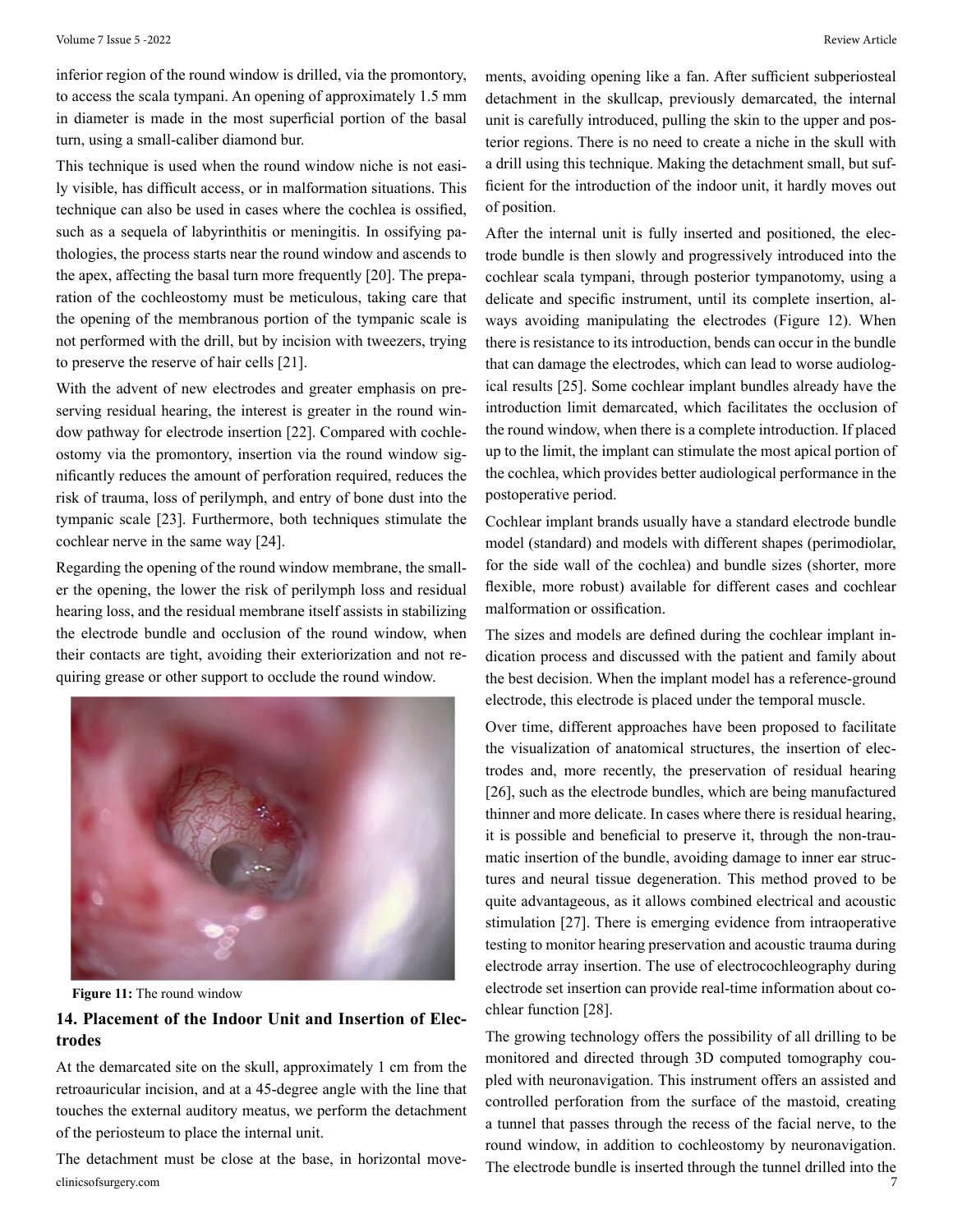inferior region of the round window is drilled, via the promontory, to access the scala tympani. An opening of approximately 1.5 mm in diameter is made in the most superficial portion of the basal turn, using a small-caliber diamond bur.

This technique is used when the round window niche is not easily visible, has difficult access, or in malformation situations. This technique can also be used in cases where the cochlea is ossified, such as a sequela of labyrinthitis or meningitis. In ossifying pathologies, the process starts near the round window and ascends to the apex, affecting the basal turn more frequently [20]. The preparation of the cochleostomy must be meticulous, taking care that the opening of the membranous portion of the tympanic scale is not performed with the drill, but by incision with tweezers, trying to preserve the reserve of hair cells [21].

With the advent of new electrodes and greater emphasis on preserving residual hearing, the interest is greater in the round window pathway for electrode insertion [22]. Compared with cochleostomy via the promontory, insertion via the round window significantly reduces the amount of perforation required, reduces the risk of trauma, loss of perilymph, and entry of bone dust into the tympanic scale [23]. Furthermore, both techniques stimulate the cochlear nerve in the same way [24].

Regarding the opening of the round window membrane, the smaller the opening, the lower the risk of perilymph loss and residual hearing loss, and the residual membrane itself assists in stabilizing the electrode bundle and occlusion of the round window, when their contacts are tight, avoiding their exteriorization and not requiring grease or other support to occlude the round window.

**Figure 11:** The round window

## 14. Placement of the Indoor Unit and Insertion of Electrodes

At the demarcated site on the skull, approximately 1 cm from the retroauricular incision, and at a 45-degree angle with the line that touches the external auditory meatus, we perform the detachment of the periosteum to place the internal unit.

The detachment must be close at the base, in horizontal movements, avoiding opening like a fan. After sufficient subperiosteal detachment in the skullcap, previously demarcated, the internal unit is carefully introduced, pulling the skin to the upper and posterior regions. There is no need to create a niche in the skull with a drill using this technique. Making the detachment small, but sufficient for the introduction of the indoor unit, it hardly moves out of position.

After the internal unit is fully inserted and positioned, the electrode bundle is then slowly and progressively introduced into the cochlear scala tympani, through posterior tympanotomy, using a delicate and specific instrument, until its complete insertion, always avoiding manipulating the electrodes (Figure 12). When there is resistance to its introduction, bends can occur in the bundle that can damage the electrodes, which can lead to worse audiological results [25]. Some cochlear implant bundles already have the introduction limit demarcated, which facilitates the occlusion of the round window, when there is a complete introduction. If placed up to the limit, the implant can stimulate the most apical portion of the cochlea, which provides better audiological performance in the postoperative period.

Cochlear implant brands usually have a standard electrode bundle model (standard) and models with different shapes (perimodiolar, for the side wall of the cochlea) and bundle sizes (shorter, more flexible, more robust) available for different cases and cochlear malformation or ossification.

The sizes and models are defined during the cochlear implant indication process and discussed with the patient and family about the best decision. When the implant model has a reference-ground electrode, this electrode is placed under the temporal muscle.

Over time, different approaches have been proposed to facilitate the visualization of anatomical structures, the insertion of electrodes and, more recently, the preservation of residual hearing [26], such as the electrode bundles, which are being manufactured thinner and more delicate. In cases where there is residual hearing, it is possible and beneficial to preserve it, through the non-traumatic insertion of the bundle, avoiding damage to inner ear structures and neural tissue degeneration. This method proved to be quite advantageous, as it allows combined electrical and acoustic stimulation [27]. There is emerging evidence from intraoperative testing to monitor hearing preservation and acoustic trauma during electrode array insertion. The use of electrocochleography during electrode set insertion can provide real-time information about cochlear function [28].

The growing technology offers the possibility of all drilling to be monitored and directed through 3D computed tomography coupled with neuronavigation. This instrument offers an assisted and controlled perforation from the surface of the mastoid, creating a tunnel that passes through the recess of the facial nerve, to the round window, in addition to cochleostomy by neuronavigation. The electrode bundle is inserted through the tunnel drilled into the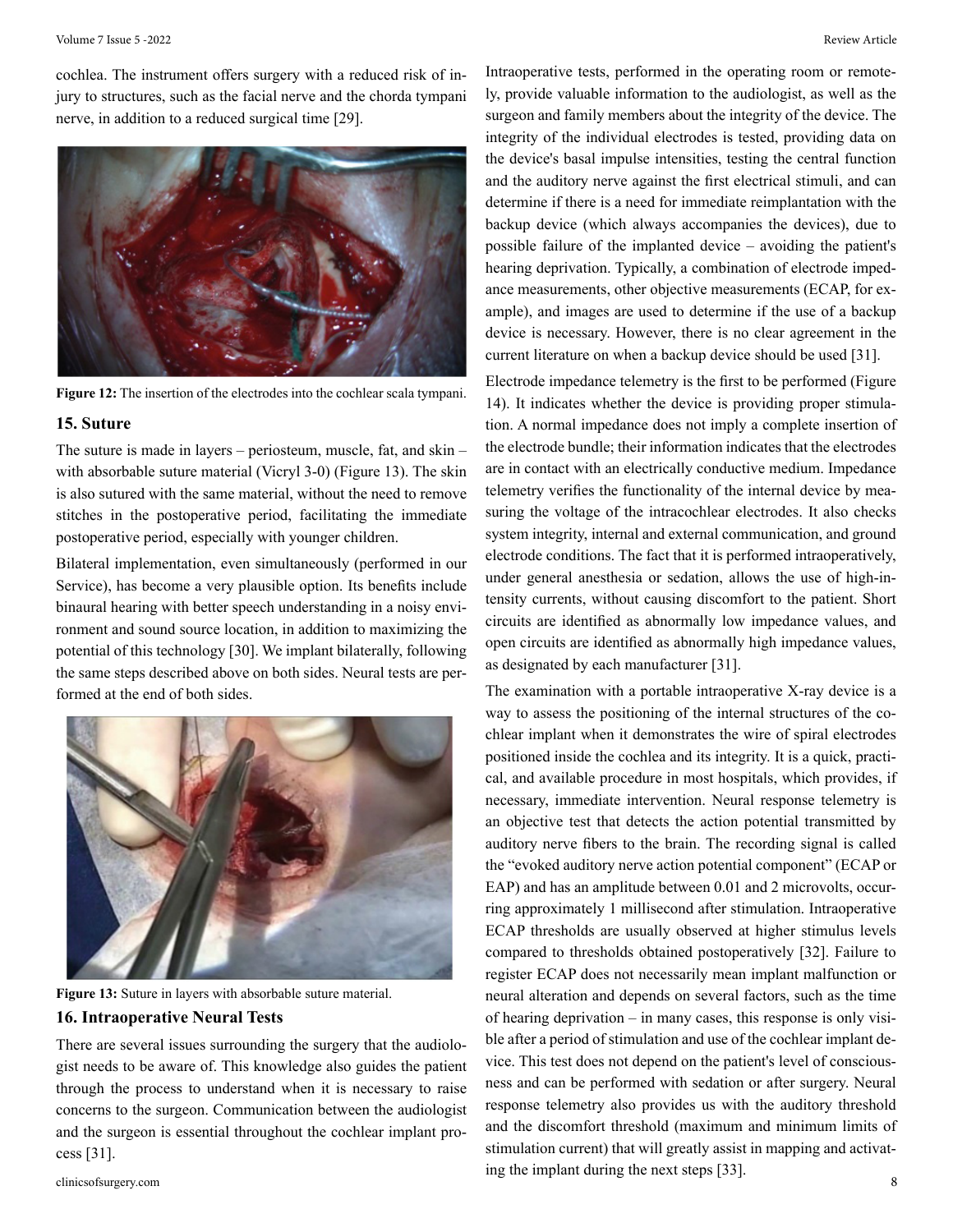cochlea. The instrument offers surgery with a reduced risk of injury to structures, such as the facial nerve and the chorda tympani nerve, in addition to a reduced surgical time [29].

**Figure 12:** The insertion of the electrodes into the cochlear scala tympani.

## 15. Suture

The suture is made in layers – periosteum, muscle, fat, and skin – with absorbable suture material (Vicryl 3-0) (Figure 13). The skin is also sutured with the same material, without the need to remove stitches in the postoperative period, facilitating the immediate postoperative period, especially with younger children.

Bilateral implementation, even simultaneously (performed in our Service), has become a very plausible option. Its benefits include binaural hearing with better speech understanding in a noisy environment and sound source location, in addition to maximizing the potential of this technology [30]. We implant bilaterally, following the same steps described above on both sides. Neural tests are performed at the end of both sides.

**Figure 13:** Suture in layers with absorbable suture material.

## 16. Intraoperative Neural Tests

There are several issues surrounding the surgery that the audiologist needs to be aware of. This knowledge also guides the patient through the process to understand when it is necessary to raise concerns to the surgeon. Communication between the audiologist and the surgeon is essential throughout the cochlear implant process [31].

Intraoperative tests, performed in the operating room or remotely, provide valuable information to the audiologist, as well as the surgeon and family members about the integrity of the device. The integrity of the individual electrodes is tested, providing data on the device's basal impulse intensities, testing the central function and the auditory nerve against the first electrical stimuli, and can determine if there is a need for immediate reimplantation with the backup device (which always accompanies the devices), due to possible failure of the implanted device – avoiding the patient's hearing deprivation. Typically, a combination of electrode impedance measurements, other objective measurements (ECAP, for example), and images are used to determine if the use of a backup device is necessary. However, there is no clear agreement in the current literature on when a backup device should be used [31].

Electrode impedance telemetry is the first to be performed (Figure 14). It indicates whether the device is providing proper stimulation. A normal impedance does not imply a complete insertion of the electrode bundle; their information indicates that the electrodes are in contact with an electrically conductive medium. Impedance telemetry verifies the functionality of the internal device by measuring the voltage of the intracochlear electrodes. It also checks system integrity, internal and external communication, and ground electrode conditions. The fact that it is performed intraoperatively, under general anesthesia or sedation, allows the use of high-intensity currents, without causing discomfort to the patient. Short circuits are identified as abnormally low impedance values, and open circuits are identified as abnormally high impedance values, as designated by each manufacturer [31].

The examination with a portable intraoperative X-ray device is a way to assess the positioning of the internal structures of the cochlear implant when it demonstrates the wire of spiral electrodes positioned inside the cochlea and its integrity. It is a quick, practical, and available procedure in most hospitals, which provides, if necessary, immediate intervention. Neural response telemetry is an objective test that detects the action potential transmitted by auditory nerve fibers to the brain. The recording signal is called the "evoked auditory nerve action potential component" (ECAP or EAP) and has an amplitude between 0.01 and 2 microvolts, occurring approximately 1 millisecond after stimulation. Intraoperative ECAP thresholds are usually observed at higher stimulus levels compared to thresholds obtained postoperatively [32]. Failure to register ECAP does not necessarily mean implant malfunction or neural alteration and depends on several factors, such as the time of hearing deprivation – in many cases, this response is only visible after a period of stimulation and use of the cochlear implant device. This test does not depend on the patient's level of consciousness and can be performed with sedation or after surgery. Neural response telemetry also provides us with the auditory threshold and the discomfort threshold (maximum and minimum limits of stimulation current) that will greatly assist in mapping and activating the implant during the next steps [33].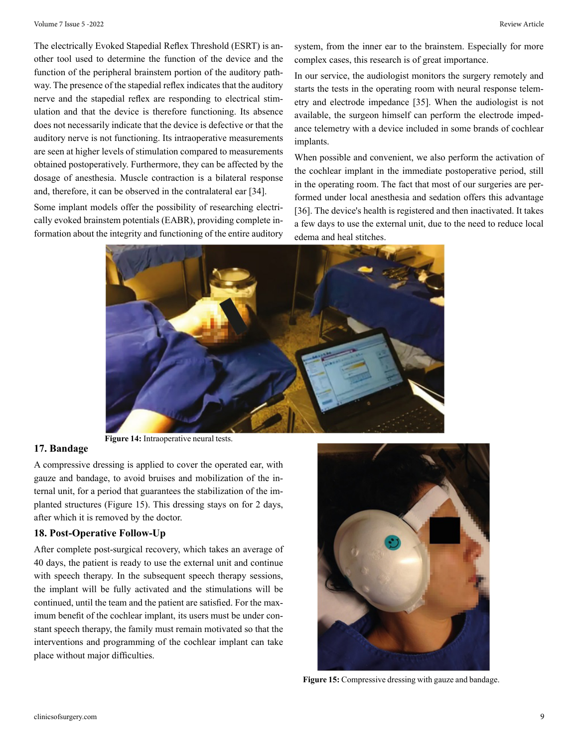The electrically Evoked Stapedial Reflex Threshold (ESRT) is another tool used to determine the function of the device and the function of the peripheral brainstem portion of the auditory pathway. The presence of the stapedial reflex indicates that the auditory nerve and the stapedial reflex are responding to electrical stimulation and that the device is therefore functioning. Its absence does not necessarily indicate that the device is defective or that the auditory nerve is not functioning. Its intraoperative measurements are seen at higher levels of stimulation compared to measurements obtained postoperatively. Furthermore, they can be affected by the dosage of anesthesia. Muscle contraction is a bilateral response and, therefore, it can be observed in the contralateral ear [34].

Some implant models offer the possibility of researching electrically evoked brainstem potentials (EABR), providing complete information about the integrity and functioning of the entire auditory system, from the inner ear to the brainstem. Especially for more complex cases, this research is of great importance.

In our service, the audiologist monitors the surgery remotely and starts the tests in the operating room with neural response telemetry and electrode impedance [35]. When the audiologist is not available, the surgeon himself can perform the electrode impedance telemetry with a device included in some brands of cochlear implants.

When possible and convenient, we also perform the activation of the cochlear implant in the immediate postoperative period, still in the operating room. The fact that most of our surgeries are performed under local anesthesia and sedation offers this advantage [36]. The device's health is registered and then inactivated. It takes a few days to use the external unit, due to the need to reduce local edema and heal stitches.

**Figure 14:** Intraoperative neural tests.

## 17. Bandage

A compressive dressing is applied to cover the operated ear, with gauze and bandage, to avoid bruises and mobilization of the internal unit, for a period that guarantees the stabilization of the implanted structures (Figure 15). This dressing stays on for 2 days, after which it is removed by the doctor.

## 18. Post-Operative Follow-Up

After complete post-surgical recovery, which takes an average of 40 days, the patient is ready to use the external unit and continue with speech therapy. In the subsequent speech therapy sessions, the implant will be fully activated and the stimulations will be continued, until the team and the patient are satisfied. For the maximum benefit of the cochlear implant, its users must be under constant speech therapy, the family must remain motivated so that the interventions and programming of the cochlear implant can take place without major difficulties.

**Figure 15:** Compressive dressing with gauze and bandage.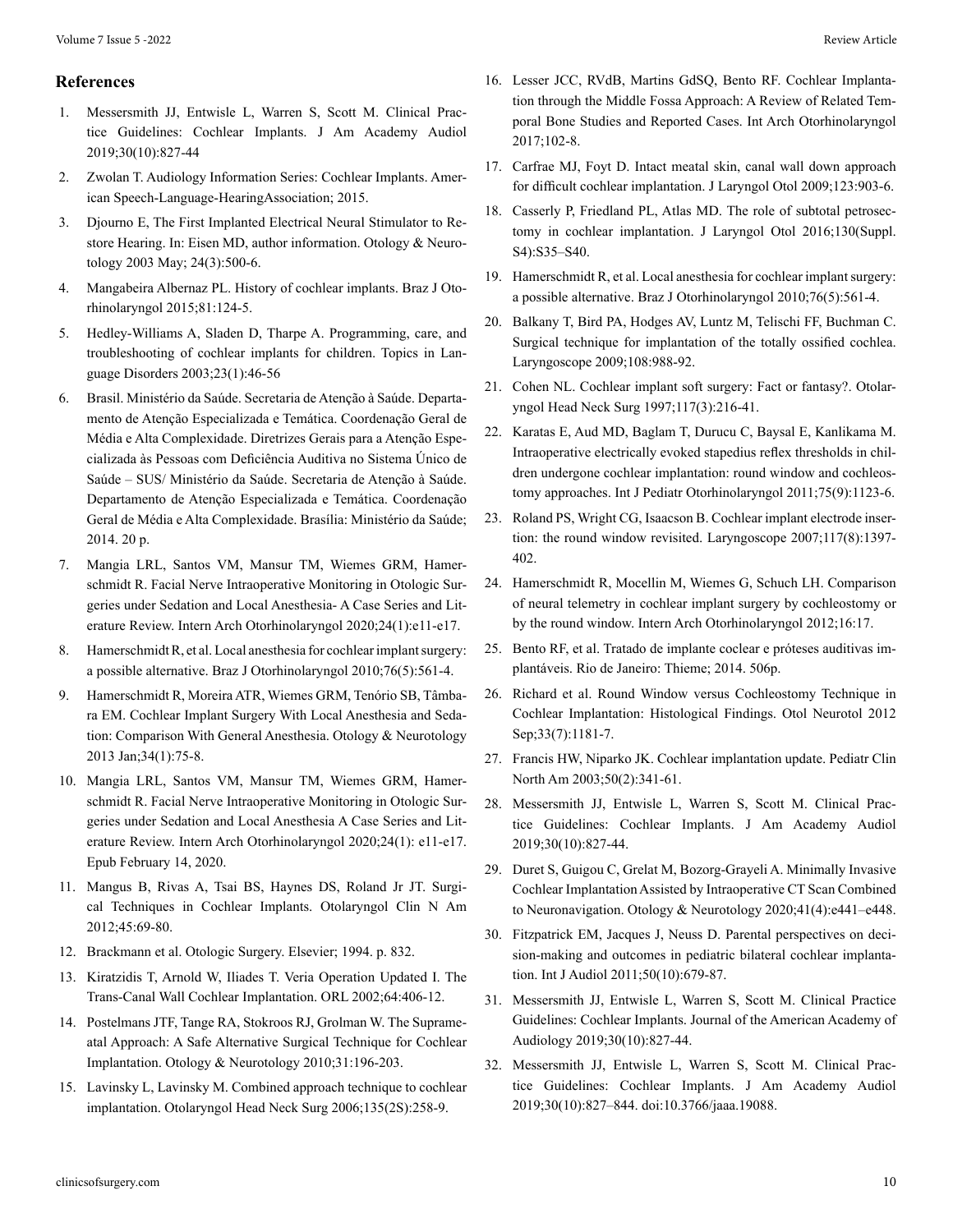## References

1. Messersmith JJ, Entwisle L, Warren S, Scott M. Clinical Practice Guidelines: Cochlear Implants. J Am Academy Audiol 2019;30(10):827-44
2. Zwolan T. Audiology Information Series: Cochlear Implants. American Speech-Language-HearingAssociation; 2015.
3. Djourno E, The First Implanted Electrical Neural Stimulator to Restore Hearing. In: Eisen MD, author information. Otology & Neurotology 2003 May; 24(3):500-6.
4. Mangabeira Albernaz PL. History of cochlear implants. Braz J Otorhinolaryngol 2015;81:124-5.
5. Hedley-Williams A, Sladen D, Tharpe A. Programming, care, and troubleshooting of cochlear implants for children. Topics in Language Disorders 2003;23(1):46-56
6. Brasil. Ministério da Saúde. Secretaria de Atenção à Saúde. Departamento de Atenção Especializada e Temática. Coordenação Geral de Média e Alta Complexidade. Diretrizes Gerais para a Atenção Especializada às Pessoas com Deficiência Auditiva no Sistema Único de Saúde – SUS/ Ministério da Saúde. Secretaria de Atenção à Saúde. Departamento de Atenção Especializada e Temática. Coordenação Geral de Média e Alta Complexidade. Brasília: Ministério da Saúde; 2014. 20 p.
7. Mangia LRL, Santos VM, Mansur TM, Wiemes GRM, Hamerschmidt R. Facial Nerve Intraoperative Monitoring in Otologic Surgeries under Sedation and Local Anesthesia- A Case Series and Literature Review. Intern Arch Otorhinolaryngol 2020;24(1):e11-e17.
8. Hamerschmidt R, et al. Local anesthesia for cochlear implant surgery: a possible alternative. Braz J Otorhinolaryngol 2010;76(5):561-4.
9. Hamerschmidt R, Moreira ATR, Wiemes GRM, Tenório SB, Tâmbara EM. Cochlear Implant Surgery With Local Anesthesia and Sedation: Comparison With General Anesthesia. Otology & Neurotology 2013 Jan;34(1):75-8.
10. Mangia LRL, Santos VM, Mansur TM, Wiemes GRM, Hamerschmidt R. Facial Nerve Intraoperative Monitoring in Otologic Surgeries under Sedation and Local Anesthesia A Case Series and Literature Review. Intern Arch Otorhinolaryngol 2020;24(1): e11-e17. Epub February 14, 2020.
11. Mangus B, Rivas A, Tsai BS, Haynes DS, Roland Jr JT. Surgical Techniques in Cochlear Implants. Otolaryngol Clin N Am 2012;45:69-80.
12. Brackmann et al. Otologic Surgery. Elsevier; 1994. p. 832.
13. Kiratzidis T, Arnold W, Iliades T. Veria Operation Updated I. The Trans-Canal Wall Cochlear Implantation. ORL 2002;64:406-12.
14. Postelmans JTF, Tange RA, Stokroos RJ, Grolman W. The Suprameatal Approach: A Safe Alternative Surgical Technique for Cochlear Implantation. Otology & Neurotology 2010;31:196-203.
15. Lavinsky L, Lavinsky M. Combined approach technique to cochlear implantation. Otolaryngol Head Neck Surg 2006;135(2S):258-9.
16. Lesser JCC, RVdB, Martins GdSQ, Bento RF. Cochlear Implantation through the Middle Fossa Approach: A Review of Related Temporal Bone Studies and Reported Cases. Int Arch Otorhinolaryngol 2017;102-8.
17. Carfrae MJ, Foyt D. Intact meatal skin, canal wall down approach for difficult cochlear implantation. J Laryngol Otol 2009;123:903-6.
18. Casserly P, Friedland PL, Atlas MD. The role of subtotal petrosectomy in cochlear implantation. J Laryngol Otol 2016;130(Suppl. S4):S35–S40.
19. Hamerschmidt R, et al. Local anesthesia for cochlear implant surgery: a possible alternative. Braz J Otorhinolaryngol 2010;76(5):561-4.
20. Balkany T, Bird PA, Hodges AV, Luntz M, Telischi FF, Buchman C. Surgical technique for implantation of the totally ossified cochlea. Laryngoscope 2009;108:988-92.
21. Cohen NL. Cochlear implant soft surgery: Fact or fantasy?. Otolaryngol Head Neck Surg 1997;117(3):216-41.
22. Karatas E, Aud MD, Baglam T, Durucu C, Baysal E, Kanlikama M. Intraoperative electrically evoked stapedius reflex thresholds in children undergone cochlear implantation: round window and cochleostomy approaches. Int J Pediatr Otorhinolaryngol 2011;75(9):1123-6.
23. Roland PS, Wright CG, Isaacson B. Cochlear implant electrode insertion: the round window revisited. Laryngoscope 2007;117(8):1397-402.
24. Hamerschmidt R, Mocellin M, Wiemes G, Schuch LH. Comparison of neural telemetry in cochlear implant surgery by cochleostomy or by the round window. Intern Arch Otorhinolaryngol 2012;16:17.
25. Bento RF, et al. Tratado de implante coclear e próteses auditivas implantáveis. Rio de Janeiro: Thieme; 2014. 506p.
26. Richard et al. Round Window versus Cochleostomy Technique in Cochlear Implantation: Histological Findings. Otol Neurotol 2012 Sep;33(7):1181-7.
27. Francis HW, Niparko JK. Cochlear implantation update. Pediatr Clin North Am 2003;50(2):341-61.
28. Messersmith JJ, Entwisle L, Warren S, Scott M. Clinical Practice Guidelines: Cochlear Implants. J Am Academy Audiol 2019;30(10):827-44.
29. Duret S, Guigou C, Grelat M, Bozorg-Grayeli A. Minimally Invasive Cochlear Implantation Assisted by Intraoperative CT Scan Combined to Neuronavigation. Otology & Neurotology 2020;41(4):e441–e448.
30. Fitzpatrick EM, Jacques J, Neuss D. Parental perspectives on decision-making and outcomes in pediatric bilateral cochlear implantation. Int J Audiol 2011;50(10):679-87.
31. Messersmith JJ, Entwisle L, Warren S, Scott M. Clinical Practice Guidelines: Cochlear Implants. Journal of the American Academy of Audiology 2019;30(10):827-44.
32. Messersmith JJ, Entwisle L, Warren S, Scott M. Clinical Practice Guidelines: Cochlear Implants. J Am Academy Audiol 2019;30(10):827–844. doi:10.3766/jaaa.19088.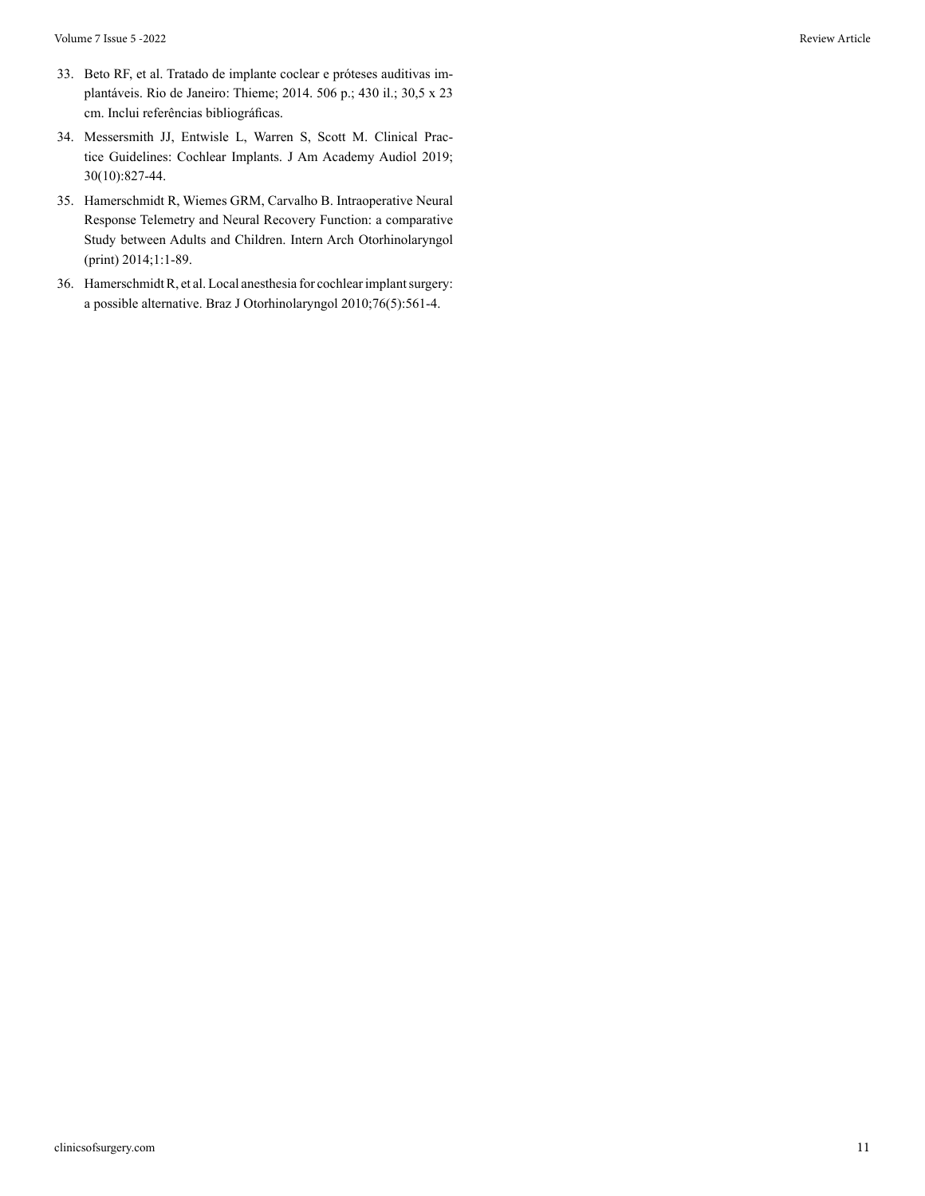33. Beto RF, et al. Tratado de implante coclear e próteses auditivas implantáveis. Rio de Janeiro: Thieme; 2014. 506 p.; 430 il.; 30,5 x 23 cm. Inclui referências bibliográficas.
34. Messersmith JJ, Entwisle L, Warren S, Scott M. Clinical Practice Guidelines: Cochlear Implants. J Am Academy Audiol 2019; 30(10):827-44.
35. Hamerschmidt R, Wiemes GRM, Carvalho B. Intraoperative Neural Response Telemetry and Neural Recovery Function: a comparative Study between Adults and Children. Intern Arch Otorhinolaryngol (print) 2014;1:1-89.
36. Hamerschmidt R, et al. Local anesthesia for cochlear implant surgery: a possible alternative. Braz J Otorhinolaryngol 2010;76(5):561-4.